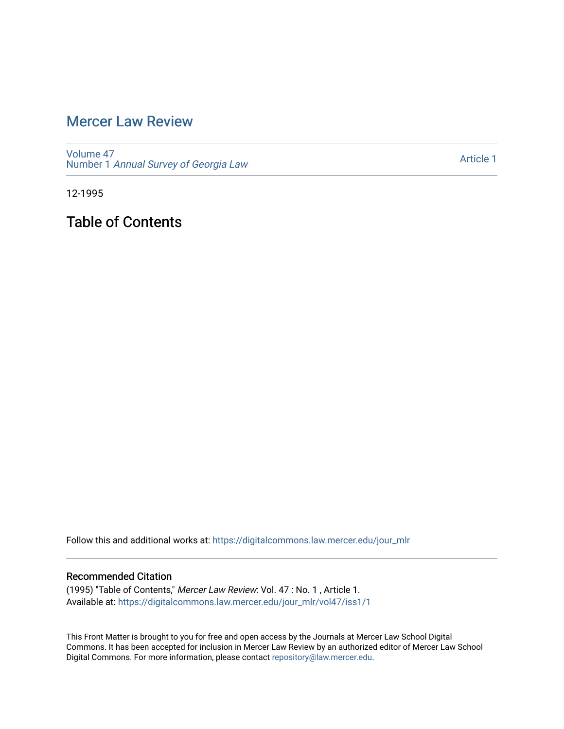# Mercer Law Review

Volume 47
Number 1 *Annual Survey of Georgia Law*

Article 1

12-1995

## Table of Contents

Follow this and additional works at: https://digitalcommons.law.mercer.edu/jour_mlr

### Recommended Citation

(1995) "Table of Contents," *Mercer Law Review*: Vol. 47 : No. 1 , Article 1.
Available at: https://digitalcommons.law.mercer.edu/jour_mlr/vol47/iss1/1

This Front Matter is brought to you for free and open access by the Journals at Mercer Law School Digital Commons. It has been accepted for inclusion in Mercer Law Review by an authorized editor of Mercer Law School Digital Commons. For more information, please contact repository@law.mercer.edu.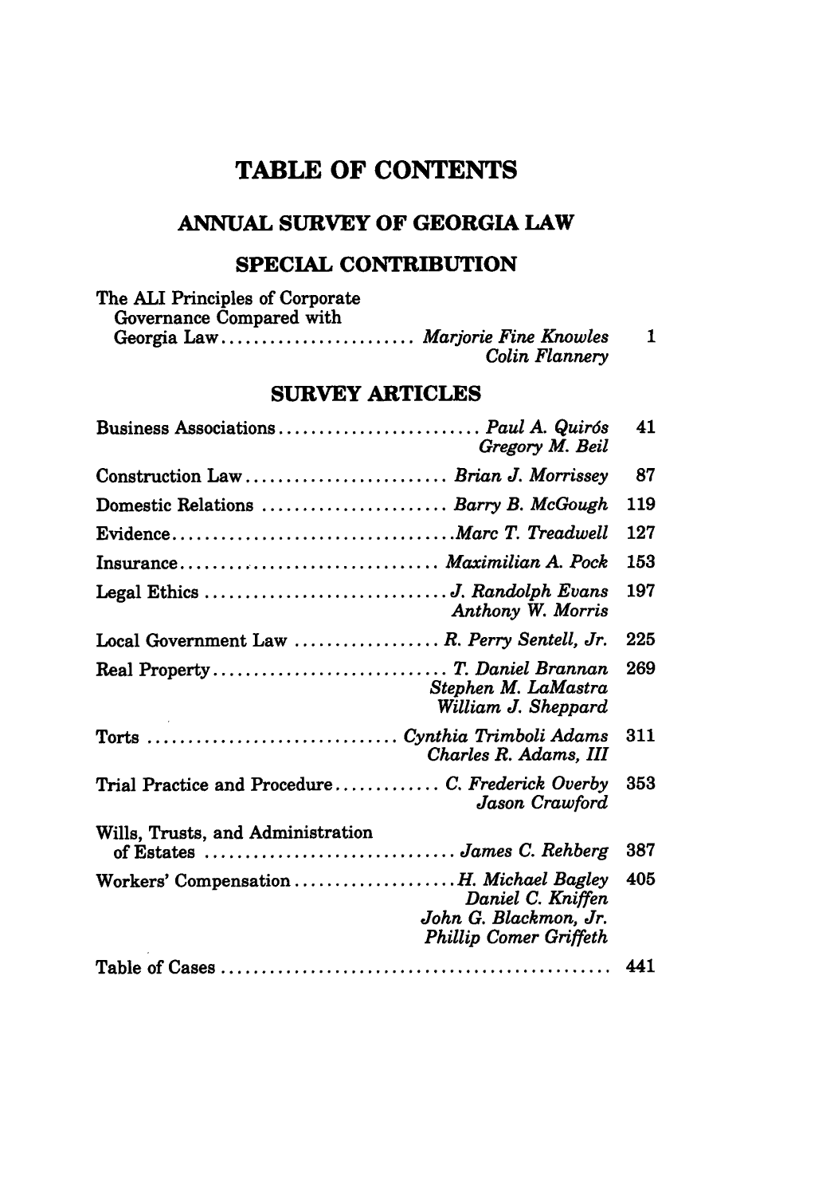# TABLE OF CONTENTS

## ANNUAL SURVEY OF GEORGIA LAW

### SPECIAL CONTRIBUTION

The ALI Principles of Corporate Governance Compared with Georgia Law........................ *Marjorie Fine Knowles*, *Colin Flannery* 1

### SURVEY ARTICLES

| | | |
|---|---|---|
| Business Associations......................... | *Paul A. Quirós*<br>*Gregory M. Beil* | 41 |
| Construction Law......................... | *Brian J. Morrissey* | 87 |
| Domestic Relations ....................... | *Barry B. McGough* | 119 |
| Evidence.................................. | *Marc T. Treadwell* | 127 |
| Insurance................................ | *Maximilian A. Pock* | 153 |
| Legal Ethics .............................. | *J. Randolph Evans*<br>*Anthony W. Morris* | 197 |
| Local Government Law .................. | *R. Perry Sentell, Jr.* | 225 |
| Real Property............................. | *T. Daniel Brannan*<br>*Stephen M. LaMastra*<br>*William J. Sheppard* | 269 |
| Torts .............................. | *Cynthia Trimboli Adams*<br>*Charles R. Adams, III* | 311 |
| Trial Practice and Procedure............. | *C. Frederick Overby*<br>*Jason Crawford* | 353 |
| Wills, Trusts, and Administration of Estates .............................. | *James C. Rehberg* | 387 |
| Workers' Compensation.................... | *H. Michael Bagley*<br>*Daniel C. Kniffen*<br>*John G. Blackmon, Jr.*<br>*Phillip Comer Griffeth* | 405 |
| Table of Cases ............................................... | | 441 |